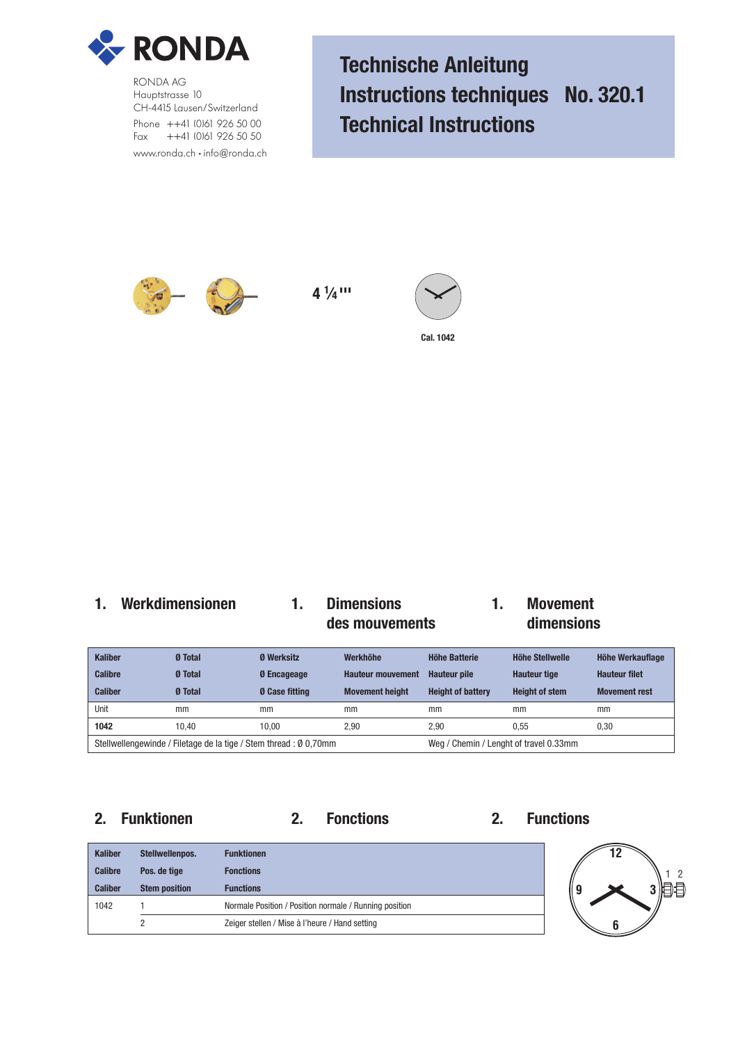RONDA

RONDA AG
Hauptstrasse 10
CH-4415 Lausen/Switzerland
Phone ++41 (0)61 926 50 00
Fax ++41 (0)61 926 50 50
www.ronda.ch • info@ronda.ch

# Technische Anleitung
# Instructions techniques No. 320.1
# Technical Instructions

4 ¼'''

Cal. 1042

## 1. Werkdimensionen

## 1. Dimensions des mouvements

## 1. Movement dimensions

| Kaliber<br>Calibre<br>Caliber | Ø Total<br>Ø Total<br>Ø Total | Ø Werksitz<br>Ø Encageage<br>Ø Case fitting | Werkhöhe<br>Hauteur mouvement<br>Movement height | Höhe Batterie<br>Hauteur pile<br>Height of battery | Höhe Stellwelle<br>Hauteur tige<br>Height of stem | Höhe Werkauflage<br>Hauteur filet<br>Movement rest |
|---|---|---|---|---|---|---|
| Unit | mm | mm | mm | mm | mm | mm |
| **1042** | 10,40 | 10,00 | 2,90 | 2,90 | 0,55 | 0,30 |
| Stellwellengewinde / Filetage de la tige / Stem thread : Ø 0,70mm | | | | Weg / Chemin / Lenght of travel 0.33mm | | |

## 2. Funktionen

## 2. Fonctions

## 2. Functions

| Kaliber<br>Calibre<br>Caliber | Stellwellenpos.<br>Pos. de tige<br>Stem position | Funktionen<br>Fonctions<br>Functions |
|---|---|---|
| 1042 | 1 | Normale Position / Position normale / Running position |
| | 2 | Zeiger stellen / Mise à l'heure / Hand setting |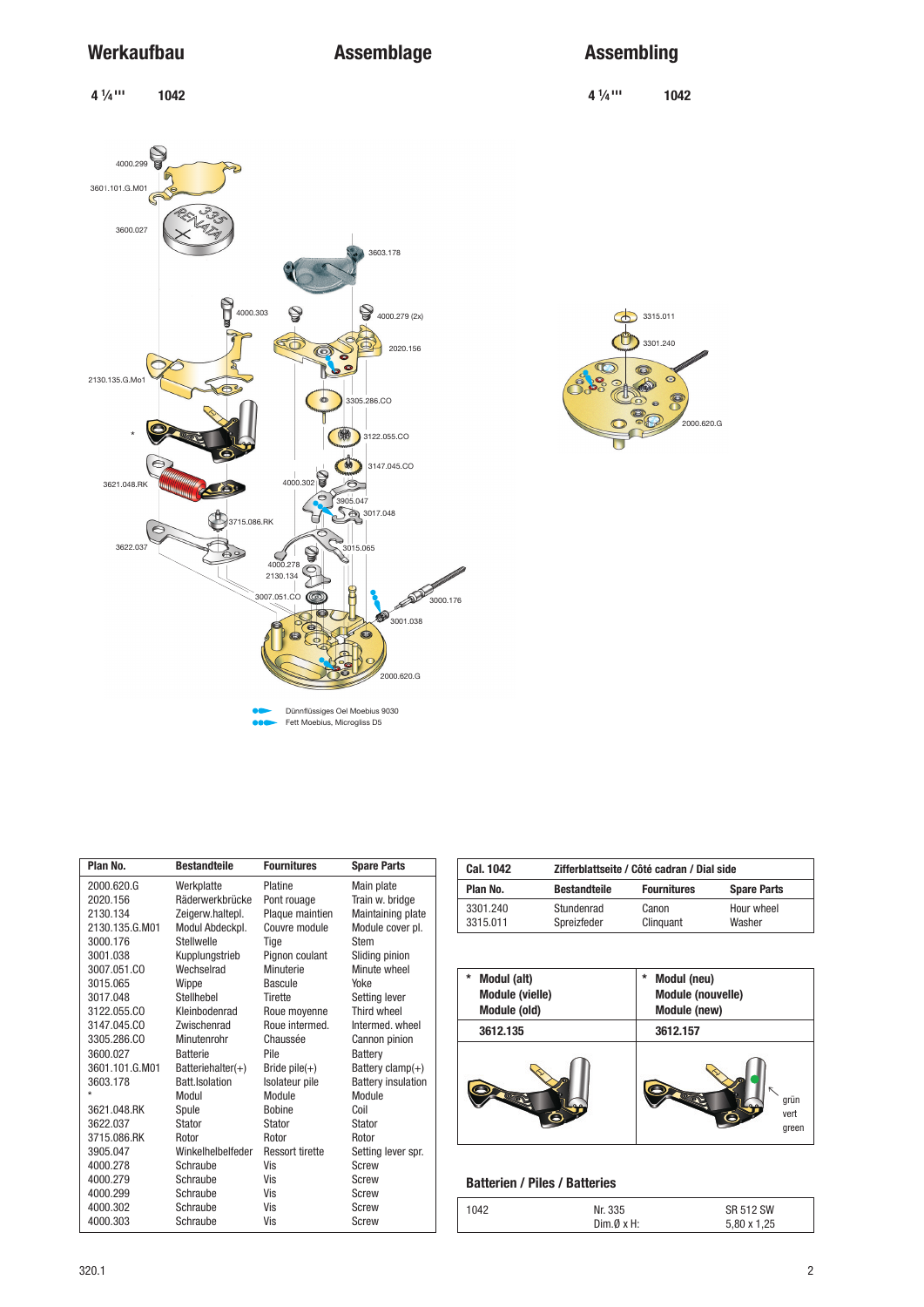# Werkaufbau

# Assemblage

# Assembling

**4 ¼'''** **1042**

4000.299
3601.101.G.M01
3600.027
3603.178
4000.303
4000.279 (2x)
2020.156
2130.135.G.Mo1
3305.286.CO
*
3122.055.CO
3147.045.CO
3621.048.RK
4000.302
3905.047
3017.048
3715.086.RK
3622.037
3015.065
4000.278
2130.134
3007.051.CO
3000.176
3001.038
2000.620.G

3315.011
3301.240
2000.620.G

Dünnflüssiges Oel Moebius 9030
Fett Moebius, Microgliss D5

| Plan No. | Bestandteile | Fournitures | Spare Parts |
|---|---|---|---|
| 2000.620.G | Werkplatte | Platine | Main plate |
| 2020.156 | Räderwerkbrücke | Pont rouage | Train w. bridge |
| 2130.134 | Zeigerw.haltepl. | Plaque maintien | Maintaining plate |
| 2130.135.G.M01 | Modul Abdeckpl. | Couvre module | Module cover pl. |
| 3000.176 | Stellwelle | Tige | Stem |
| 3001.038 | Kupplungstrieb | Pignon coulant | Sliding pinion |
| 3007.051.CO | Wechselrad | Minuterie | Minute wheel |
| 3015.065 | Wippe | Bascule | Yoke |
| 3017.048 | Stellhebel | Tirette | Setting lever |
| 3122.055.CO | Kleinbodenrad | Roue moyenne | Third wheel |
| 3147.045.CO | Zwischenrad | Roue intermed. | Intermed. wheel |
| 3305.286.CO | Minutenrohr | Chaussée | Cannon pinion |
| 3600.027 | Batterie | Pile | Battery |
| 3601.101.G.M01 | Batteriehalter(+) | Bride pile(+) | Battery clamp(+) |
| 3603.178 | Batt.Isolation | Isolateur pile | Battery insulation |
| * | Modul | Module | Module |
| 3621.048.RK | Spule | Bobine | Coil |
| 3622.037 | Stator | Stator | Stator |
| 3715.086.RK | Rotor | Rotor | Rotor |
| 3905.047 | Winkelhebelfeder | Ressort tirette | Setting lever spr. |
| 4000.278 | Schraube | Vis | Screw |
| 4000.279 | Schraube | Vis | Screw |
| 4000.299 | Schraube | Vis | Screw |
| 4000.302 | Schraube | Vis | Screw |
| 4000.303 | Schraube | Vis | Screw |

| Cal. 1042 | Zifferblattseite / Côté cadran / Dial side | | |
|---|---|---|---|
| **Plan No.** | **Bestandteile** | **Fournitures** | **Spare Parts** |
| 3301.240 | Stundenrad | Canon | Hour wheel |
| 3315.011 | Spreizfeder | Clinquant | Washer |

| * **Modul (alt)** **Module (vielle)** **Module (old)** | * **Modul (neu)** **Module (nouvelle)** **Module (new)** |
|---|---|
| **3612.135** | **3612.157** |
| | grün vert green |

## Batterien / Piles / Batteries

| 1042 | Nr. 335 Dim.Ø x H: | SR 512 SW 5,80 x 1,25 |
|---|---|---|

320.1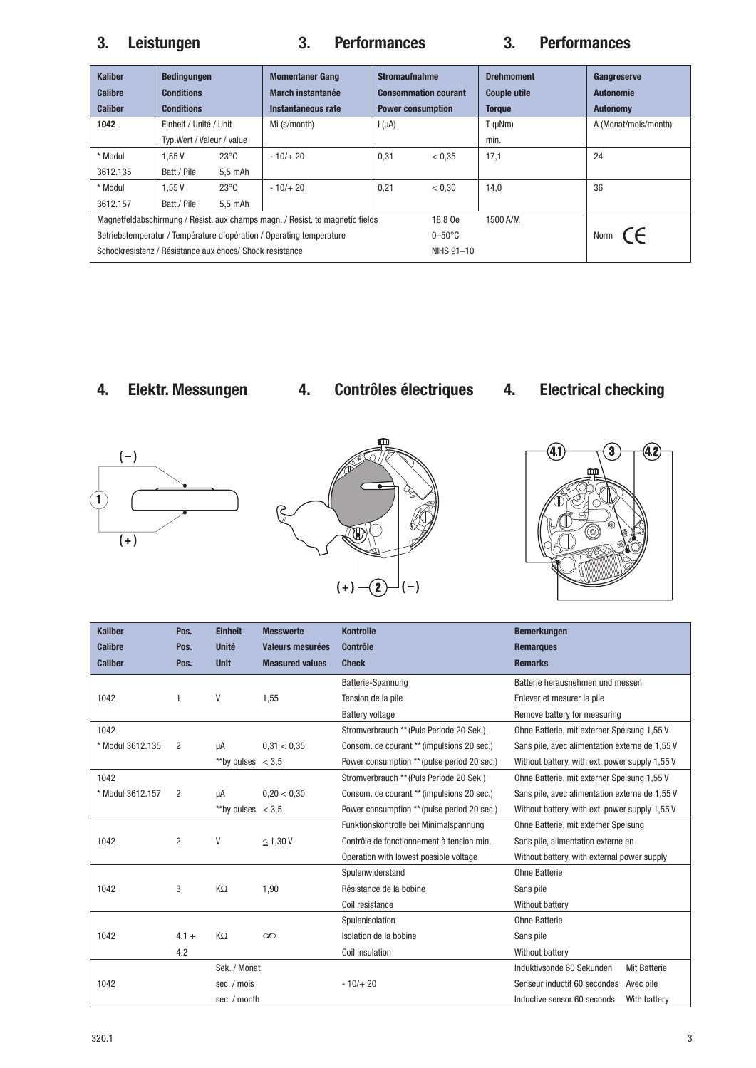## 3. Leistungen 3. Performances 3. Performances

| Kaliber<br>Calibre<br>Caliber | Bedingungen<br>Conditions<br>Conditions | | Momentaner Gang<br>March instantanée<br>Instantaneous rate | Stromaufnahme<br>Consommation courant<br>Power consumption | | Drehmoment<br>Couple utile<br>Torque | Gangreserve<br>Autonomie<br>Autonomy |
|---|---|---|---|---|---|---|---|
| 1042 | Einheit / Unité / Unit<br>Typ.Wert / Valeur / value | | Mi (s/month) | I (µA) | | T (µNm)<br>min. | A (Monat/mois/month) |
| * Modul<br>3612.135 | 1,55 V<br>Batt./ Pile | 23°C<br>5,5 mAh | - 10/+ 20 | 0,31 | < 0,35 | 17,1 | 24 |
| * Modul<br>3612.157 | 1,55 V<br>Batt./ Pile | 23°C<br>5,5 mAh | - 10/+ 20 | 0,21 | < 0,30 | 14,0 | 36 |
| Magnetfeldabschirmung / Résist. aux champs magn. / Resist. to magnetic fields | | | | | 18,8 Oe | 1500 A/M | Norm CE |
| Betriebstemperatur / Température d'opération / Operating temperature | | | | | 0–50°C | | |
| Schockresistenz / Résistance aux chocs/ Shock resistance | | | | | NIHS 91–10 | | |

## 4. Elektr. Messungen 4. Contrôles électriques 4. Electrical checking

| Kaliber<br>Calibre<br>Caliber | Pos.<br>Pos.<br>Pos. | Einheit<br>Unité<br>Unit | Messwerte<br>Valeurs mesurées<br>Measured values | Kontrolle<br>Contrôle<br>Check | Bemerkungen<br>Remarques<br>Remarks |
|---|---|---|---|---|---|
| 1042 | 1 | V | 1,55 | Batterie-Spannung<br>Tension de la pile<br>Battery voltage | Batterie herausnehmen und messen<br>Enlever et mesurer la pile<br>Remove battery for measuring |
| 1042<br>* Modul 3612.135 | 2 | µA<br>**by pulses | 0,31 < 0,35<br>< 3,5 | Stromverbrauch ** (Puls Periode 20 Sek.)<br>Consom. de courant ** (impulsions 20 sec.)<br>Power consumption ** (pulse period 20 sec.) | Ohne Batterie, mit externer Speisung 1,55 V<br>Sans pile, avec alimentation externe de 1,55 V<br>Without battery, with ext. power supply 1,55 V |
| 1042<br>* Modul 3612.157 | 2 | µA<br>**by pulses | 0,20 < 0,30<br>< 3,5 | Stromverbrauch ** (Puls Periode 20 Sek.)<br>Consom. de courant ** (impulsions 20 sec.)<br>Power consumption ** (pulse period 20 sec.) | Ohne Batterie, mit externer Speisung 1,55 V<br>Sans pile, avec alimentation externe de 1,55 V<br>Without battery, with ext. power supply 1,55 V |
| 1042 | 2 | V | ≤ 1,30 V | Funktionskontrolle bei Minimalspannung<br>Contrôle de fonctionnement à tension min.<br>Operation with lowest possible voltage | Ohne Batterie, mit externer Speisung<br>Sans pile, alimentation externe en<br>Without battery, with external power supply |
| 1042 | 3 | KΩ | 1,90 | Spulenwiderstand<br>Résistance de la bobine<br>Coil resistance | Ohne Batterie<br>Sans pile<br>Without battery |
| 1042 | 4.1 +<br>4.2 | KΩ | ∞ | Spulenisolation<br>Isolation de la bobine<br>Coil insulation | Ohne Batterie<br>Sans pile<br>Without battery |
| 1042 | | Sek. / Monat<br>sec. / mois<br>sec. / month | | - 10/+ 20 | Induktivsonde 60 Sekunden Mit Batterie<br>Senseur inductif 60 secondes Avec pile<br>Inductive sensor 60 seconds With battery |

320.1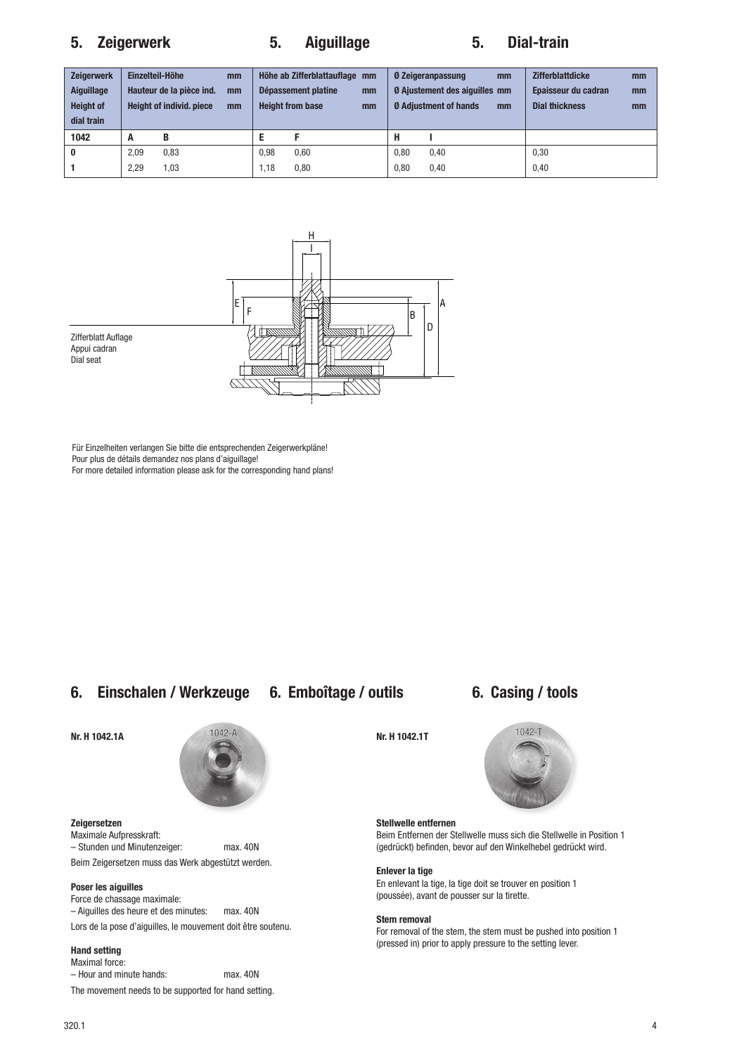## 5. Zeigerwerk 5. Aiguillage 5. Dial-train

| Zeigerwerk<br>Aiguillage<br>Height of dial train | Einzelteil-Höhe mm<br>Hauteur de la pièce ind. mm<br>Height of individ. piece mm | | Höhe ab Zifferblattauflage mm<br>Dépassement platine mm<br>Height from base mm | | Ø Zeigeranpassung mm<br>Ø Ajustement des aiguilles mm<br>Ø Adjustment of hands mm | | Zifferblattdicke mm<br>Epaisseur du cadran mm<br>Dial thickness mm |
|---|---|---|---|---|---|---|---|
| **1042** | **A** | **B** | **E** | **F** | **H** | **I** | |
| **0** | 2,09 | 0,83 | 0,98 | 0,60 | 0,80 | 0,40 | 0,30 |
| **1** | 2,29 | 1,03 | 1,18 | 0,80 | 0,80 | 0,40 | 0,40 |

Zifferblatt Auflage
Appui cadran
Dial seat

Für Einzelheiten verlangen Sie bitte die entsprechenden Zeigerwerkpläne!
Pour plus de détails demandez nos plans d'aiguillage!
For more detailed information please ask for the corresponding hand plans!

## 6. Einschalen / Werkzeuge 6. Emboîtage / outils 6. Casing / tools

**Nr. H 1042.1A**

**Zeigersetzen**
Maximale Aufpresskraft:
– Stunden und Minutenzeiger: max. 40N
Beim Zeigersetzen muss das Werk abgestützt werden.

**Poser les aiguilles**
Force de chassage maximale:
– Aiguilles des heure et des minutes: max. 40N
Lors de la pose d'aiguilles, le mouvement doit être soutenu.

**Hand setting**
Maximal force:
– Hour and minute hands: max. 40N
The movement needs to be supported for hand setting.

**Nr. H 1042.1T**

**Stellwelle entfernen**
Beim Entfernen der Stellwelle muss sich die Stellwelle in Position 1 (gedrückt) befinden, bevor auf den Winkelhebel gedrückt wird.

**Enlever la tige**
En enlevant la tige, la tige doit se trouver en position 1 (poussée), avant de pousser sur la tirette.

**Stem removal**
For removal of the stem, the stem must be pushed into position 1 (pressed in) prior to apply pressure to the setting lever.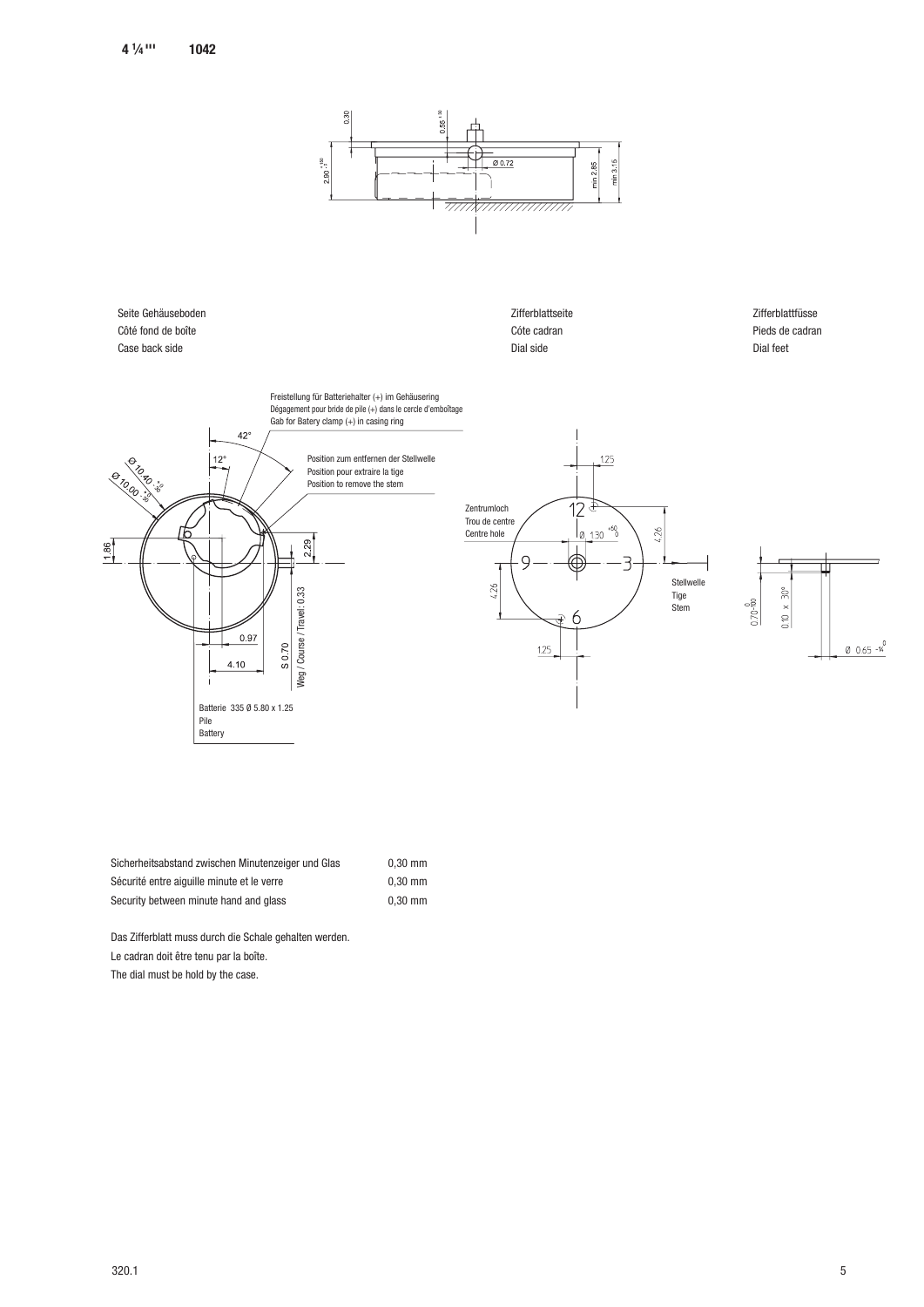4 ¼''' **1042**

0.30

0.55

2.90

Ø 0.72

min 2.85

min 3.15

Seite Gehäuseboden
Côté fond de boîte
Case back side

Zifferblattseite
Cóte cadran
Dial side

Zifferblattfüsse
Pieds de cadran
Dial feet

Freistellung für Batteriehalter (+) im Gehäusering
Dégagement pour bride de pile (+) dans le cercle d'emboîtage
Gab for Batery clamp (+) in casing ring

42°

12°

Ø 10.40

Ø 10.00

Position zum entfernen der Stellwelle
Position pour extraire la tige
Position to remove the stem

1.86

2.29

0.97

4.10

S 0.70

Weg / Course / Travel: 0.33

Batterie 335 Ø 5.80 x 1.25
Pile
Battery

1.25

Zentrumloch
Trou de centre
Centre hole

Ø 1.30

4.26

4.26

1.25

Stellwelle
Tige
Stem

0.70

0.10 x 30°

Ø 0.65

| | |
|---|---|
| Sicherheitsabstand zwischen Minutenzeiger und Glas | 0,30 mm |
| Sécurité entre aiguille minute et le verre | 0,30 mm |
| Security between minute hand and glass | 0,30 mm |

Das Zifferblatt muss durch die Schale gehalten werden.
Le cadran doit être tenu par la boîte.
The dial must be hold by the case.

320.1